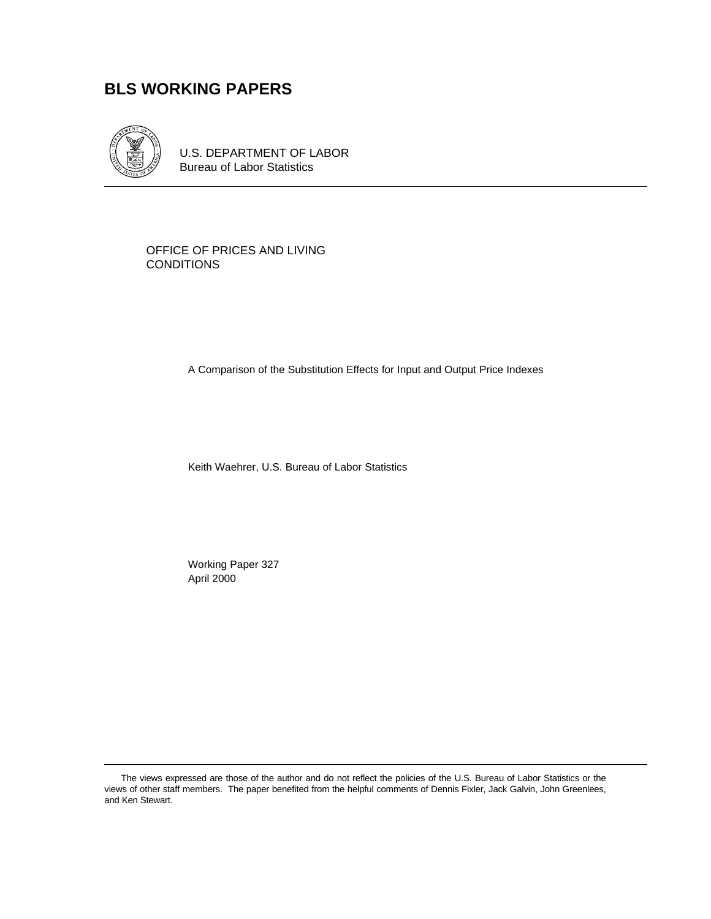# BLS WORKING PAPERS

U.S. DEPARTMENT OF LABOR
Bureau of Labor Statistics

OFFICE OF PRICES AND LIVING CONDITIONS

A Comparison of the Substitution Effects for Input and Output Price Indexes

Keith Waehrer, U.S. Bureau of Labor Statistics

Working Paper 327
April 2000

The views expressed are those of the author and do not reflect the policies of the U.S. Bureau of Labor Statistics or the views of other staff members. The paper benefited from the helpful comments of Dennis Fixler, Jack Galvin, John Greenlees, and Ken Stewart.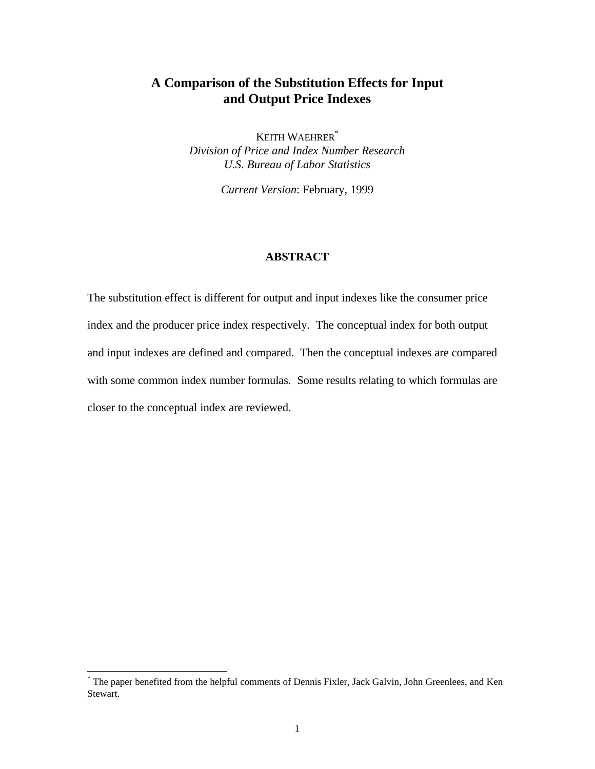# A Comparison of the Substitution Effects for Input and Output Price Indexes

KEITH WAEHRER[*]

*Division of Price and Index Number Research*

*U.S. Bureau of Labor Statistics*

*Current Version*: February, 1999

## ABSTRACT

The substitution effect is different for output and input indexes like the consumer price index and the producer price index respectively. The conceptual index for both output and input indexes are defined and compared. Then the conceptual indexes are compared with some common index number formulas. Some results relating to which formulas are closer to the conceptual index are reviewed.

---

[*] The paper benefited from the helpful comments of Dennis Fixler, Jack Galvin, John Greenlees, and Ken Stewart.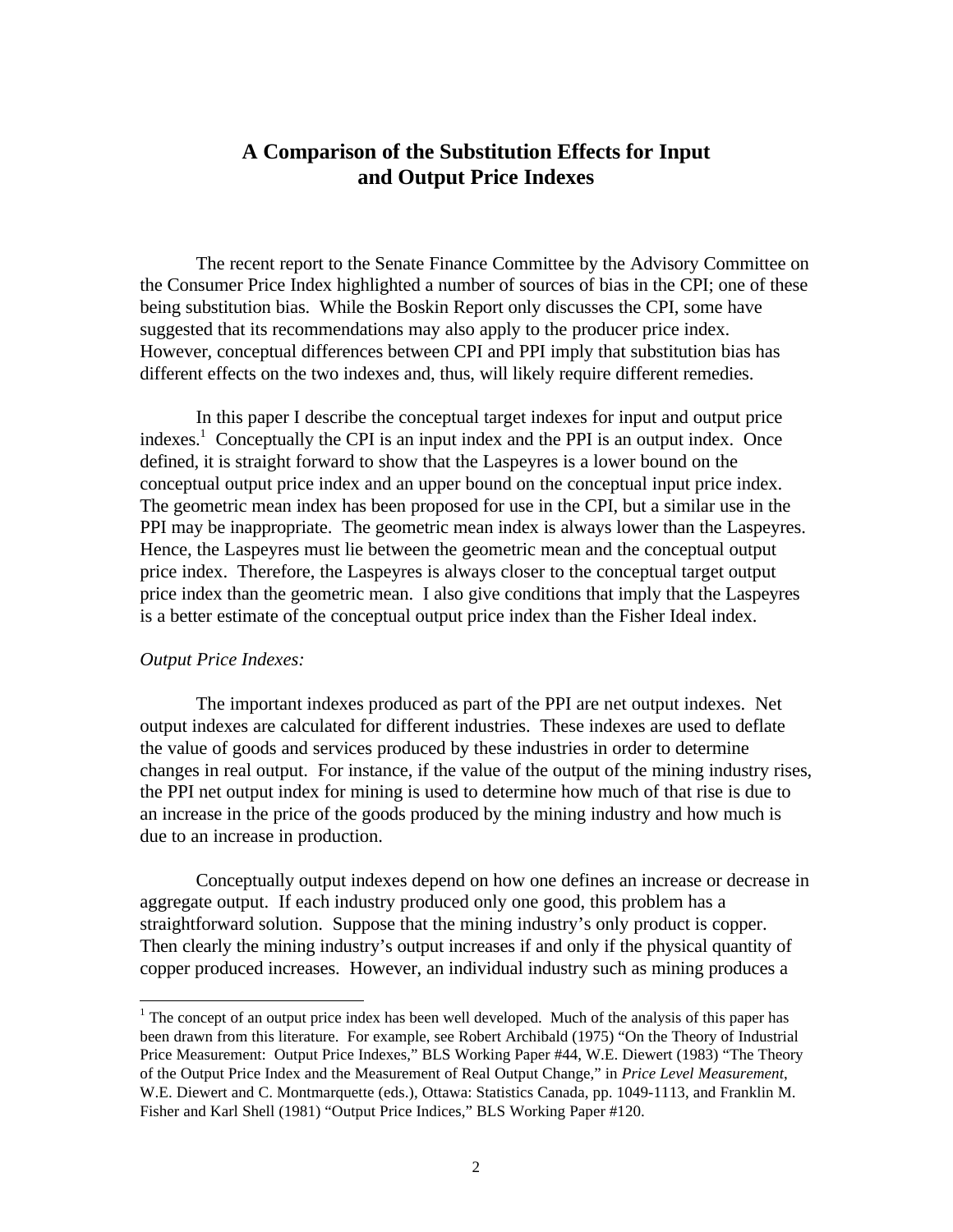# A Comparison of the Substitution Effects for Input and Output Price Indexes

The recent report to the Senate Finance Committee by the Advisory Committee on the Consumer Price Index highlighted a number of sources of bias in the CPI; one of these being substitution bias. While the Boskin Report only discusses the CPI, some have suggested that its recommendations may also apply to the producer price index. However, conceptual differences between CPI and PPI imply that substitution bias has different effects on the two indexes and, thus, will likely require different remedies.

In this paper I describe the conceptual target indexes for input and output price indexes.[1] Conceptually the CPI is an input index and the PPI is an output index. Once defined, it is straight forward to show that the Laspeyres is a lower bound on the conceptual output price index and an upper bound on the conceptual input price index. The geometric mean index has been proposed for use in the CPI, but a similar use in the PPI may be inappropriate. The geometric mean index is always lower than the Laspeyres. Hence, the Laspeyres must lie between the geometric mean and the conceptual output price index. Therefore, the Laspeyres is always closer to the conceptual target output price index than the geometric mean. I also give conditions that imply that the Laspeyres is a better estimate of the conceptual output price index than the Fisher Ideal index.

*Output Price Indexes:*

The important indexes produced as part of the PPI are net output indexes. Net output indexes are calculated for different industries. These indexes are used to deflate the value of goods and services produced by these industries in order to determine changes in real output. For instance, if the value of the output of the mining industry rises, the PPI net output index for mining is used to determine how much of that rise is due to an increase in the price of the goods produced by the mining industry and how much is due to an increase in production.

Conceptually output indexes depend on how one defines an increase or decrease in aggregate output. If each industry produced only one good, this problem has a straightforward solution. Suppose that the mining industry's only product is copper. Then clearly the mining industry's output increases if and only if the physical quantity of copper produced increases. However, an individual industry such as mining produces a

[1] The concept of an output price index has been well developed. Much of the analysis of this paper has been drawn from this literature. For example, see Robert Archibald (1975) "On the Theory of Industrial Price Measurement: Output Price Indexes," BLS Working Paper #44, W.E. Diewert (1983) "The Theory of the Output Price Index and the Measurement of Real Output Change," in *Price Level Measurement*, W.E. Diewert and C. Montmarquette (eds.), Ottawa: Statistics Canada, pp. 1049-1113, and Franklin M. Fisher and Karl Shell (1981) "Output Price Indices," BLS Working Paper #120.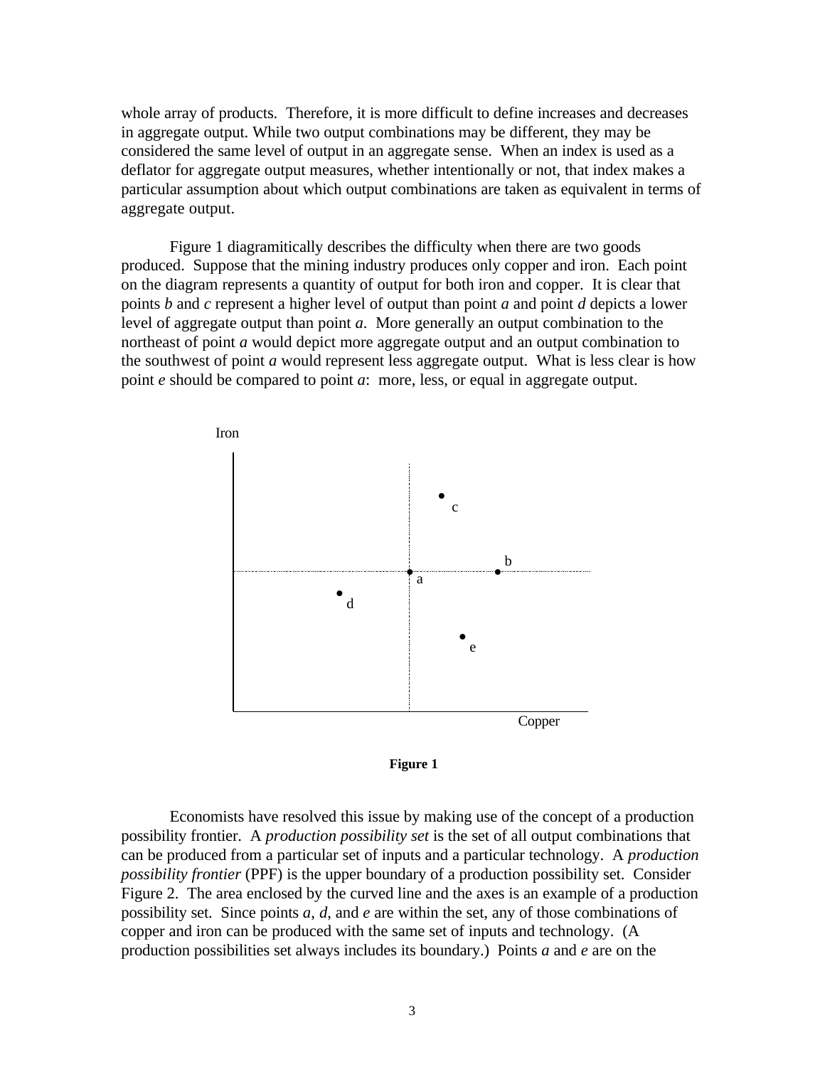whole array of products. Therefore, it is more difficult to define increases and decreases in aggregate output. While two output combinations may be different, they may be considered the same level of output in an aggregate sense. When an index is used as a deflator for aggregate output measures, whether intentionally or not, that index makes a particular assumption about which output combinations are taken as equivalent in terms of aggregate output.

Figure 1 diagramitically describes the difficulty when there are two goods produced. Suppose that the mining industry produces only copper and iron. Each point on the diagram represents a quantity of output for both iron and copper. It is clear that points *b* and *c* represent a higher level of output than point *a* and point *d* depicts a lower level of aggregate output than point *a*. More generally an output combination to the northeast of point *a* would depict more aggregate output and an output combination to the southwest of point *a* would represent less aggregate output. What is less clear is how point *e* should be compared to point *a*: more, less, or equal in aggregate output.

**Figure 1**

Economists have resolved this issue by making use of the concept of a production possibility frontier. A *production possibility set* is the set of all output combinations that can be produced from a particular set of inputs and a particular technology. A *production possibility frontier* (PPF) is the upper boundary of a production possibility set. Consider Figure 2. The area enclosed by the curved line and the axes is an example of a production possibility set. Since points *a*, *d*, and *e* are within the set, any of those combinations of copper and iron can be produced with the same set of inputs and technology. (A production possibilities set always includes its boundary.) Points *a* and *e* are on the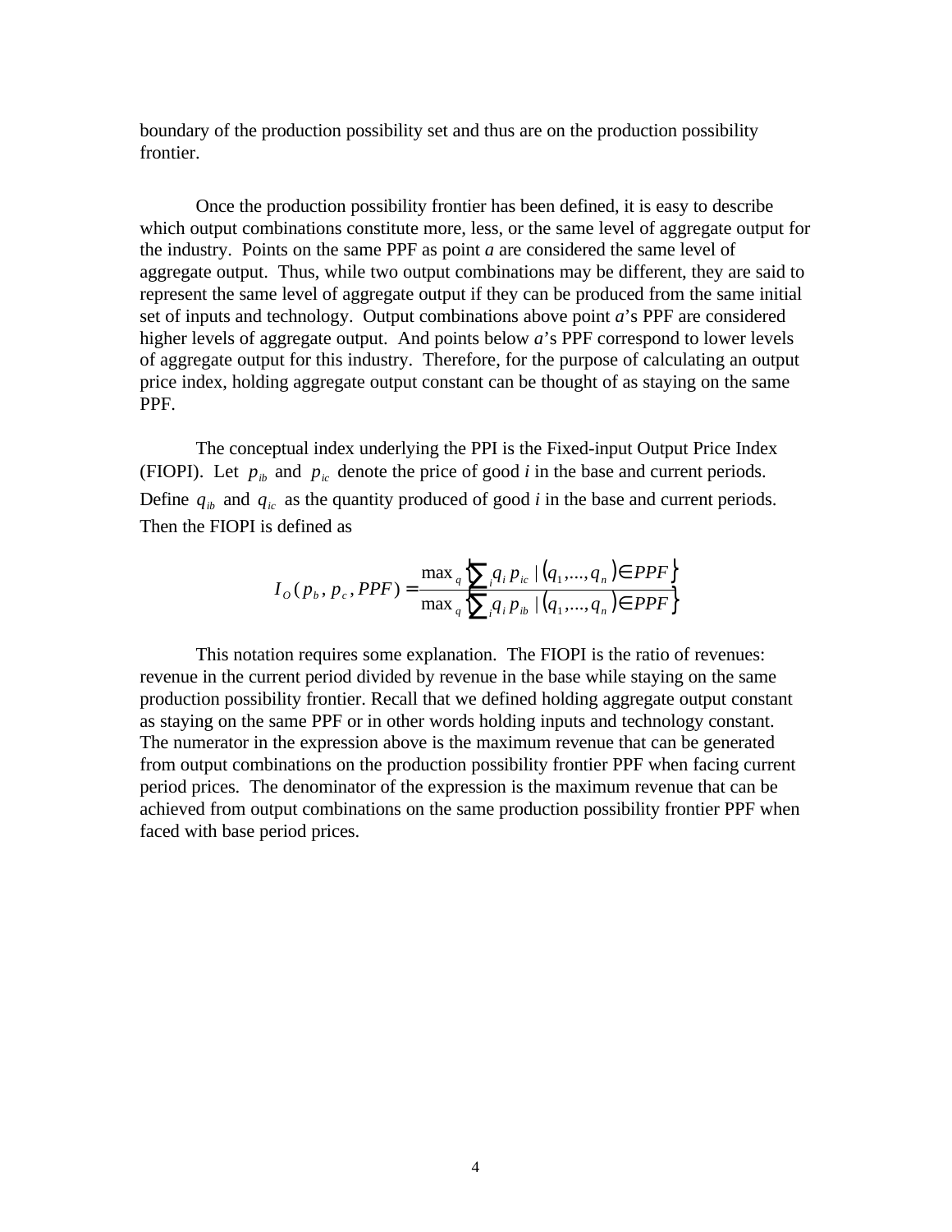boundary of the production possibility set and thus are on the production possibility frontier.

Once the production possibility frontier has been defined, it is easy to describe which output combinations constitute more, less, or the same level of aggregate output for the industry. Points on the same PPF as point *a* are considered the same level of aggregate output. Thus, while two output combinations may be different, they are said to represent the same level of aggregate output if they can be produced from the same initial set of inputs and technology. Output combinations above point *a*'s PPF are considered higher levels of aggregate output. And points below *a*'s PPF correspond to lower levels of aggregate output for this industry. Therefore, for the purpose of calculating an output price index, holding aggregate output constant can be thought of as staying on the same PPF.

The conceptual index underlying the PPI is the Fixed-input Output Price Index (FIOPI). Let $p_{ib}$ and $p_{ic}$ denote the price of good *i* in the base and current periods. Define $q_{ib}$ and $q_{ic}$ as the quantity produced of good *i* in the base and current periods. Then the FIOPI is defined as

$$I_O(p_b, p_c, PPF) = \frac{\max_q \left\{ \sum_i q_i p_{ic} \mid (q_1, ..., q_n) \in PPF \right\}}{\max_q \left\{ \sum_i q_i p_{ib} \mid (q_1, ..., q_n) \in PPF \right\}}$$

This notation requires some explanation. The FIOPI is the ratio of revenues: revenue in the current period divided by revenue in the base while staying on the same production possibility frontier. Recall that we defined holding aggregate output constant as staying on the same PPF or in other words holding inputs and technology constant. The numerator in the expression above is the maximum revenue that can be generated from output combinations on the production possibility frontier PPF when facing current period prices. The denominator of the expression is the maximum revenue that can be achieved from output combinations on the same production possibility frontier PPF when faced with base period prices.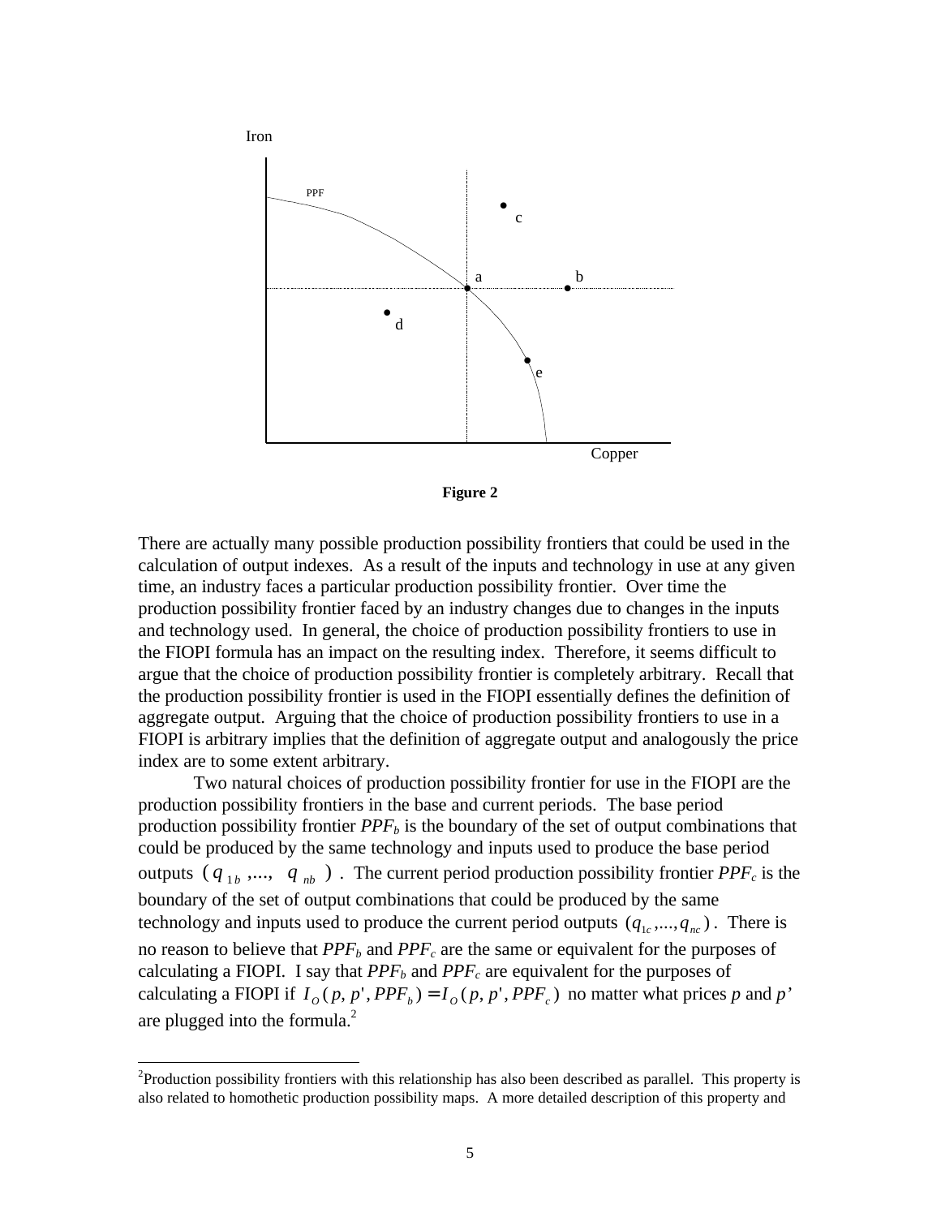**Figure 2**

There are actually many possible production possibility frontiers that could be used in the calculation of output indexes. As a result of the inputs and technology in use at any given time, an industry faces a particular production possibility frontier. Over time the production possibility frontier faced by an industry changes due to changes in the inputs and technology used. In general, the choice of production possibility frontiers to use in the FIOPI formula has an impact on the resulting index. Therefore, it seems difficult to argue that the choice of production possibility frontier is completely arbitrary. Recall that the production possibility frontier is used in the FIOPI essentially defines the definition of aggregate output. Arguing that the choice of production possibility frontiers to use in a FIOPI is arbitrary implies that the definition of aggregate output and analogously the price index are to some extent arbitrary.

Two natural choices of production possibility frontier for use in the FIOPI are the production possibility frontiers in the base and current periods. The base period production possibility frontier $PPF_b$ is the boundary of the set of output combinations that could be produced by the same technology and inputs used to produce the base period outputs $(q_{1b},..., q_{nb})$. The current period production possibility frontier $PPF_c$ is the boundary of the set of output combinations that could be produced by the same technology and inputs used to produce the current period outputs $(q_{1c},...,q_{nc})$. There is no reason to believe that $PPF_b$ and $PPF_c$ are the same or equivalent for the purposes of calculating a FIOPI. I say that $PPF_b$ and $PPF_c$ are equivalent for the purposes of calculating a FIOPI if $I_O(p, p', PPF_b) = I_O(p, p', PPF_c)$ no matter what prices $p$ and $p'$ are plugged into the formula.[2]

[2]Production possibility frontiers with this relationship has also been described as parallel. This property is also related to homothetic production possibility maps. A more detailed description of this property and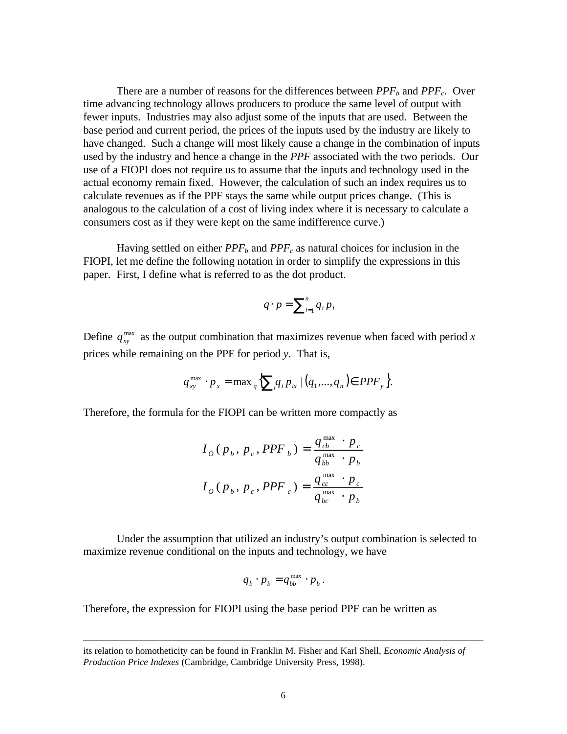There are a number of reasons for the differences between $PPF_b$ and $PPF_c$. Over time advancing technology allows producers to produce the same level of output with fewer inputs. Industries may also adjust some of the inputs that are used. Between the base period and current period, the prices of the inputs used by the industry are likely to have changed. Such a change will most likely cause a change in the combination of inputs used by the industry and hence a change in the *PPF* associated with the two periods. Our use of a FIOPI does not require us to assume that the inputs and technology used in the actual economy remain fixed. However, the calculation of such an index requires us to calculate revenues as if the PPF stays the same while output prices change. (This is analogous to the calculation of a cost of living index where it is necessary to calculate a consumers cost as if they were kept on the same indifference curve.)

Having settled on either $PPF_b$ and $PPF_c$ as natural choices for inclusion in the FIOPI, let me define the following notation in order to simplify the expressions in this paper. First, I define what is referred to as the dot product.

$$q \cdot p = \sum_{i=1}^{n} q_i p_i$$

Define $q_{xy}^{\max}$ as the output combination that maximizes revenue when faced with period *x* prices while remaining on the PPF for period *y*. That is,

$$q_{xy}^{\max} \cdot p_x = \max_q \left\{ \sum_i q_i p_{ix} \mid (q_1, \ldots, q_n) \in PPF_y \right\}.$$

Therefore, the formula for the FIOPI can be written more compactly as

$$I_O(p_b, p_c, PPF_b) = \frac{q_{cb}^{\max} \cdot p_c}{q_{bb}^{\max} \cdot p_b}$$

$$I_O(p_b, p_c, PPF_c) = \frac{q_{cc}^{\max} \cdot p_c}{q_{bc}^{\max} \cdot p_b}$$

Under the assumption that utilized an industry's output combination is selected to maximize revenue conditional on the inputs and technology, we have

$$q_b \cdot p_b = q_{bb}^{\max} \cdot p_b .$$

Therefore, the expression for FIOPI using the base period PPF can be written as

---

its relation to homotheticity can be found in Franklin M. Fisher and Karl Shell, *Economic Analysis of Production Price Indexes* (Cambridge, Cambridge University Press, 1998).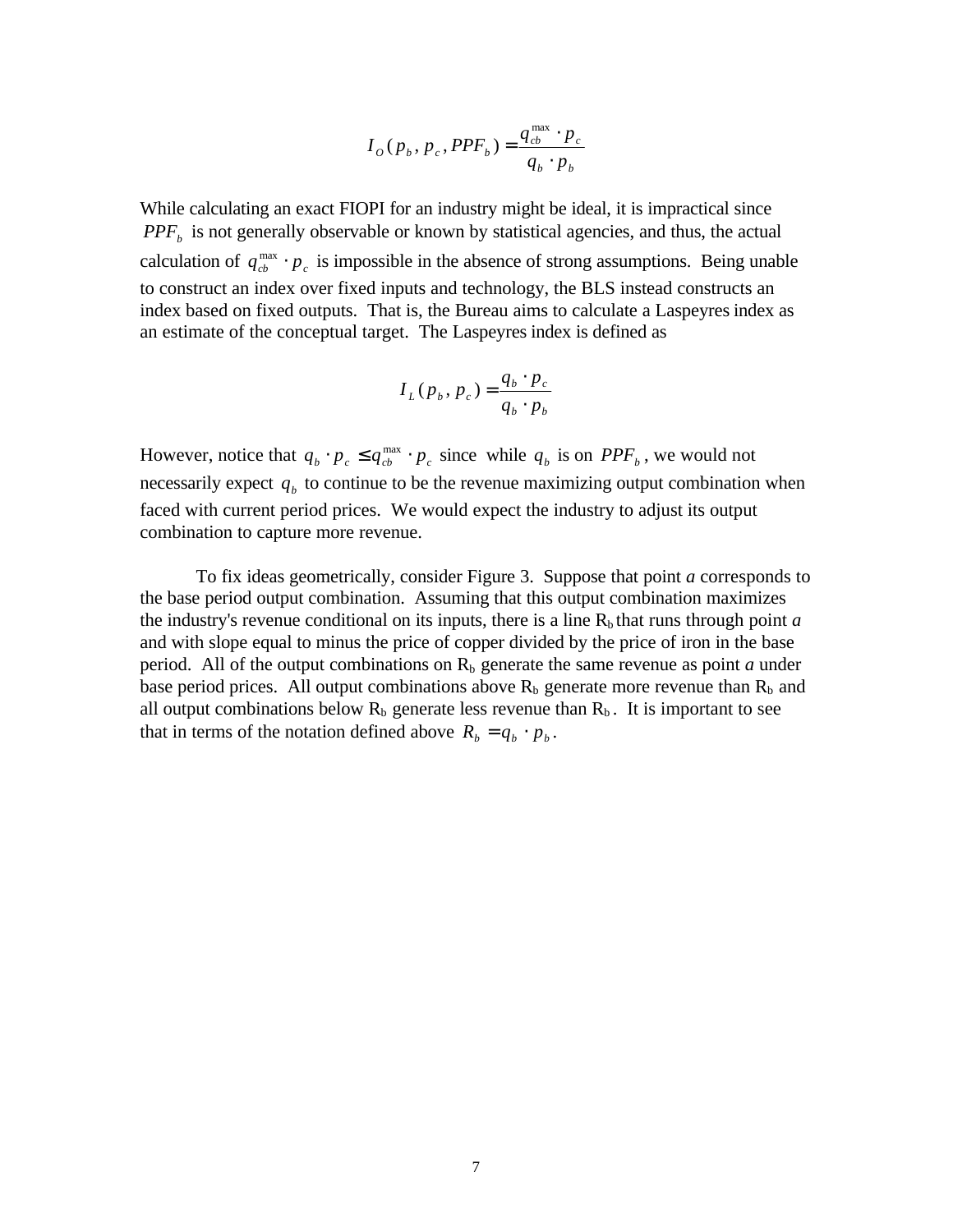$$I_O(p_b, p_c, PPF_b) = \frac{q_{cb}^{\max} \cdot p_c}{q_b \cdot p_b}$$

While calculating an exact FIOPI for an industry might be ideal, it is impractical since $PPF_b$ is not generally observable or known by statistical agencies, and thus, the actual calculation of $q_{cb}^{\max} \cdot p_c$ is impossible in the absence of strong assumptions. Being unable to construct an index over fixed inputs and technology, the BLS instead constructs an index based on fixed outputs. That is, the Bureau aims to calculate a Laspeyres index as an estimate of the conceptual target. The Laspeyres index is defined as

$$I_L(p_b, p_c) = \frac{q_b \cdot p_c}{q_b \cdot p_b}$$

However, notice that $q_b \cdot p_c \leq q_{cb}^{\max} \cdot p_c$ since while $q_b$ is on $PPF_b$, we would not necessarily expect $q_b$ to continue to be the revenue maximizing output combination when faced with current period prices. We would expect the industry to adjust its output combination to capture more revenue.

To fix ideas geometrically, consider Figure 3. Suppose that point *a* corresponds to the base period output combination. Assuming that this output combination maximizes the industry's revenue conditional on its inputs, there is a line $R_b$ that runs through point *a* and with slope equal to minus the price of copper divided by the price of iron in the base period. All of the output combinations on $R_b$ generate the same revenue as point *a* under base period prices. All output combinations above $R_b$ generate more revenue than $R_b$ and all output combinations below $R_b$ generate less revenue than $R_b$. It is important to see that in terms of the notation defined above $R_b = q_b \cdot p_b$.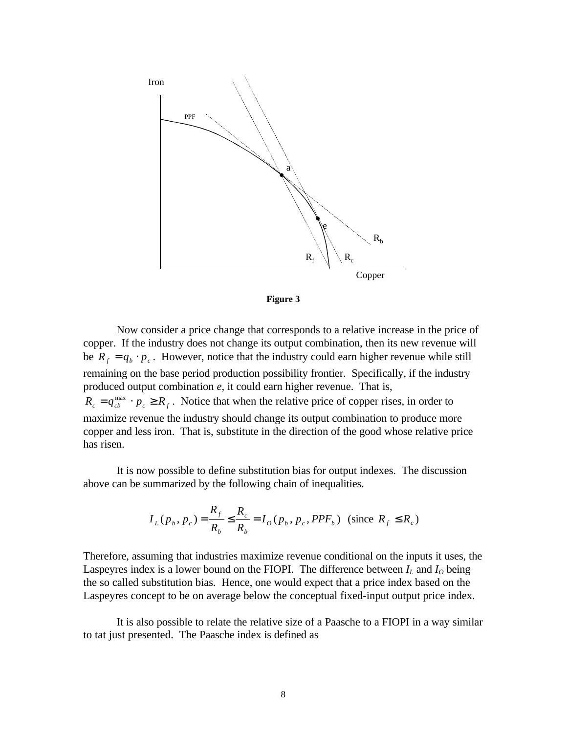**Figure 3**

Now consider a price change that corresponds to a relative increase in the price of copper. If the industry does not change its output combination, then its new revenue will be $R_f = q_b \cdot p_c$. However, notice that the industry could earn higher revenue while still remaining on the base period production possibility frontier. Specifically, if the industry produced output combination *e*, it could earn higher revenue. That is, $R_c = q_{cb}^{\max} \cdot p_c \geq R_f$. Notice that when the relative price of copper rises, in order to maximize revenue the industry should change its output combination to produce more copper and less iron. That is, substitute in the direction of the good whose relative price has risen.

It is now possible to define substitution bias for output indexes. The discussion above can be summarized by the following chain of inequalities.

$$I_L(p_b, p_c) = \frac{R_f}{R_b} \leq \frac{R_c}{R_b} = I_O(p_b, p_c, PPF_b) \quad \text{(since } R_f \leq R_c\text{)}$$

Therefore, assuming that industries maximize revenue conditional on the inputs it uses, the Laspeyres index is a lower bound on the FIOPI. The difference between $I_L$ and $I_O$ being the so called substitution bias. Hence, one would expect that a price index based on the Laspeyres concept to be on average below the conceptual fixed-input output price index.

It is also possible to relate the relative size of a Paasche to a FIOPI in a way similar to tat just presented. The Paasche index is defined as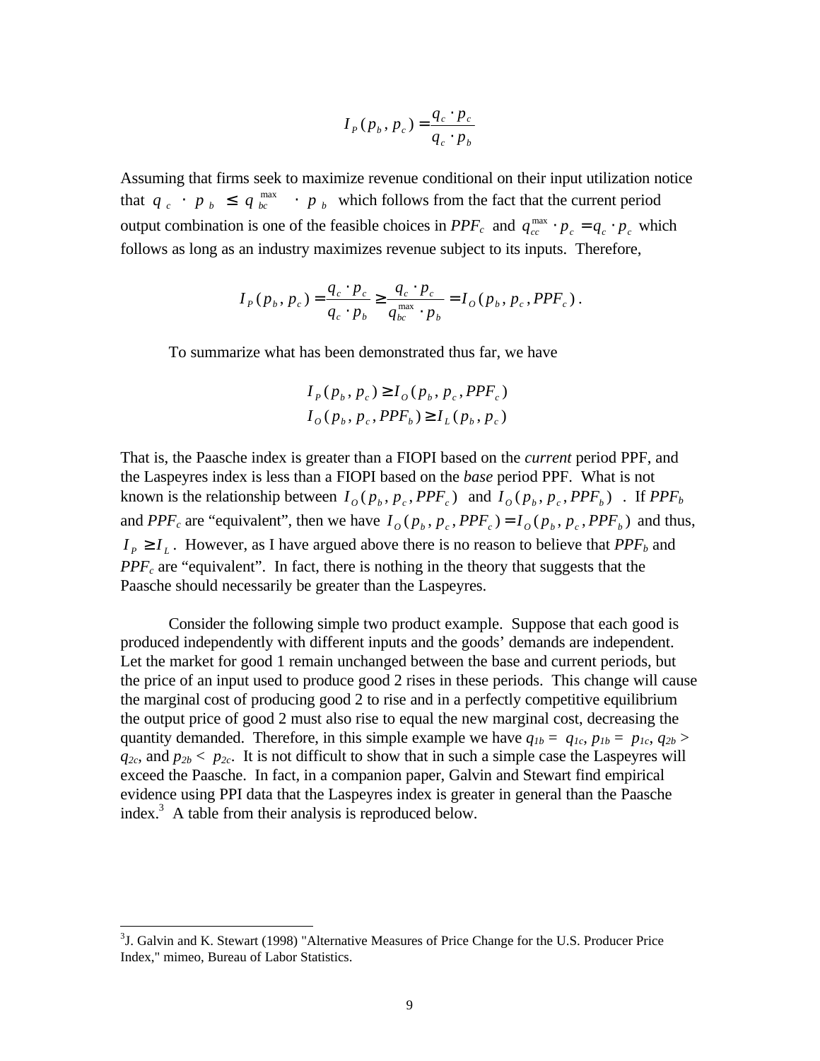$$I_P(p_b, p_c) = \frac{q_c \cdot p_c}{q_c \cdot p_b}$$

Assuming that firms seek to maximize revenue conditional on their input utilization notice that $q_c \cdot p_b \leq q_{bc}^{\max} \cdot p_b$ which follows from the fact that the current period output combination is one of the feasible choices in *PPF*$_c$ and $q_{cc}^{\max} \cdot p_c = q_c \cdot p_c$ which follows as long as an industry maximizes revenue subject to its inputs. Therefore,

$$I_P(p_b, p_c) = \frac{q_c \cdot p_c}{q_c \cdot p_b} \geq \frac{q_c \cdot p_c}{q_{bc}^{\max} \cdot p_b} = I_O(p_b, p_c, PPF_c).$$

To summarize what has been demonstrated thus far, we have

$$I_P(p_b, p_c) \geq I_O(p_b, p_c, PPF_c)$$
$$I_O(p_b, p_c, PPF_b) \geq I_L(p_b, p_c)$$

That is, the Paasche index is greater than a FIOPI based on the *current* period PPF, and the Laspeyres index is less than a FIOPI based on the *base* period PPF. What is not known is the relationship between $I_O(p_b, p_c, PPF_c)$ and $I_O(p_b, p_c, PPF_b)$. If *PPF*$_b$ and *PPF*$_c$ are "equivalent", then we have $I_O(p_b, p_c, PPF_c) = I_O(p_b, p_c, PPF_b)$ and thus, $I_P \geq I_L$. However, as I have argued above there is no reason to believe that *PPF*$_b$ and *PPF*$_c$ are "equivalent". In fact, there is nothing in the theory that suggests that the Paasche should necessarily be greater than the Laspeyres.

Consider the following simple two product example. Suppose that each good is produced independently with different inputs and the goods' demands are independent. Let the market for good 1 remain unchanged between the base and current periods, but the price of an input used to produce good 2 rises in these periods. This change will cause the marginal cost of producing good 2 to rise and in a perfectly competitive equilibrium the output price of good 2 must also rise to equal the new marginal cost, decreasing the quantity demanded. Therefore, in this simple example we have $q_{1b} = q_{1c}$, $p_{1b} = p_{1c}$, $q_{2b} > q_{2c}$, and $p_{2b} < p_{2c}$. It is not difficult to show that in such a simple case the Laspeyres will exceed the Paasche. In fact, in a companion paper, Galvin and Stewart find empirical evidence using PPI data that the Laspeyres index is greater in general than the Paasche index.[3] A table from their analysis is reproduced below.

---

[3] J. Galvin and K. Stewart (1998) "Alternative Measures of Price Change for the U.S. Producer Price Index," mimeo, Bureau of Labor Statistics.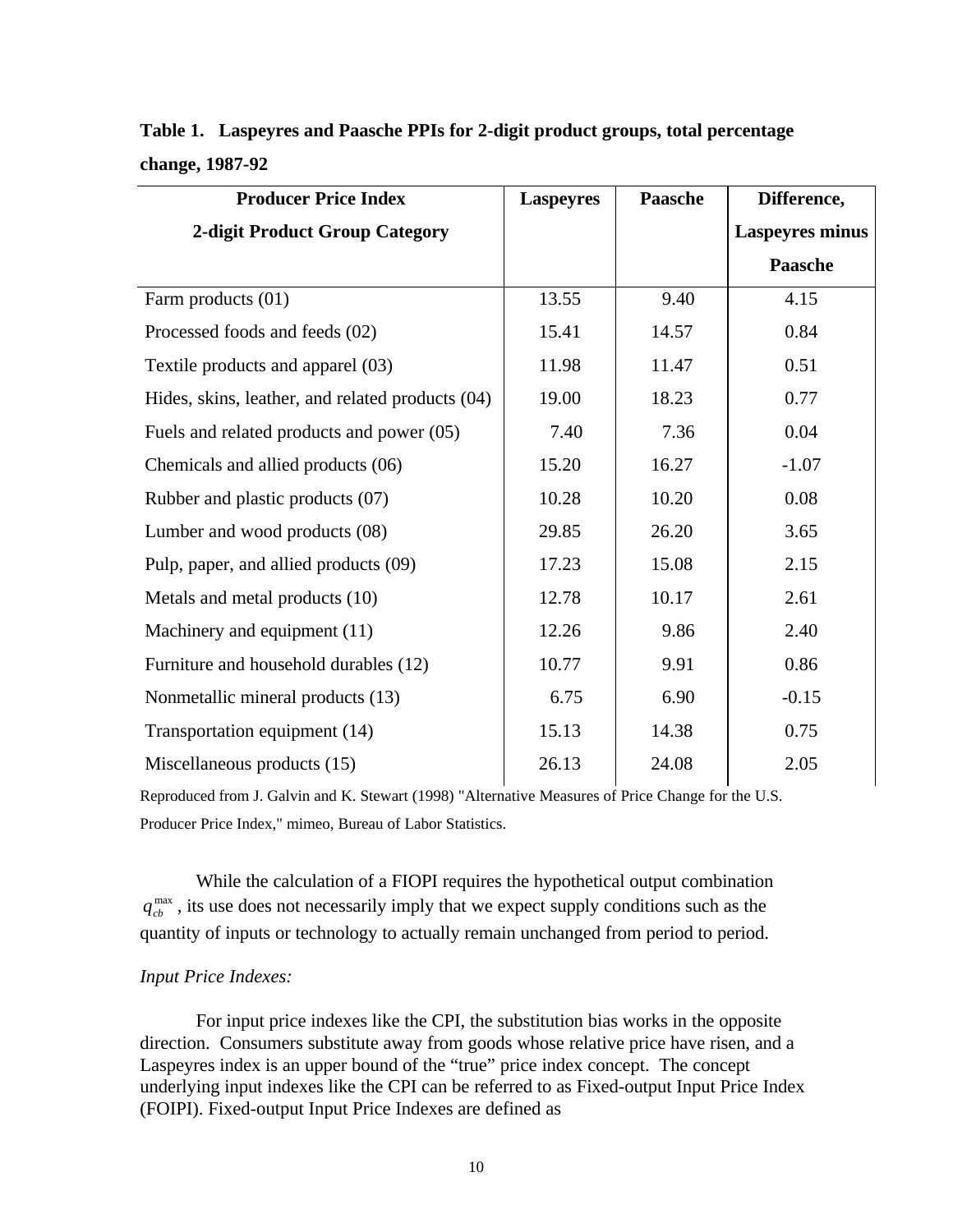**Table 1. Laspeyres and Paasche PPIs for 2-digit product groups, total percentage change, 1987-92**

| Producer Price Index 2-digit Product Group Category | Laspeyres | Paasche | Difference, Laspeyres minus Paasche |
|---|---|---|---|
| Farm products (01) | 13.55 | 9.40 | 4.15 |
| Processed foods and feeds (02) | 15.41 | 14.57 | 0.84 |
| Textile products and apparel (03) | 11.98 | 11.47 | 0.51 |
| Hides, skins, leather, and related products (04) | 19.00 | 18.23 | 0.77 |
| Fuels and related products and power (05) | 7.40 | 7.36 | 0.04 |
| Chemicals and allied products (06) | 15.20 | 16.27 | -1.07 |
| Rubber and plastic products (07) | 10.28 | 10.20 | 0.08 |
| Lumber and wood products (08) | 29.85 | 26.20 | 3.65 |
| Pulp, paper, and allied products (09) | 17.23 | 15.08 | 2.15 |
| Metals and metal products (10) | 12.78 | 10.17 | 2.61 |
| Machinery and equipment (11) | 12.26 | 9.86 | 2.40 |
| Furniture and household durables (12) | 10.77 | 9.91 | 0.86 |
| Nonmetallic mineral products (13) | 6.75 | 6.90 | -0.15 |
| Transportation equipment (14) | 15.13 | 14.38 | 0.75 |
| Miscellaneous products (15) | 26.13 | 24.08 | 2.05 |

Reproduced from J. Galvin and K. Stewart (1998) "Alternative Measures of Price Change for the U.S. Producer Price Index," mimeo, Bureau of Labor Statistics.

While the calculation of a FIOPI requires the hypothetical output combination $q_{cb}^{\max}$, its use does not necessarily imply that we expect supply conditions such as the quantity of inputs or technology to actually remain unchanged from period to period.

*Input Price Indexes:*

For input price indexes like the CPI, the substitution bias works in the opposite direction. Consumers substitute away from goods whose relative price have risen, and a Laspeyres index is an upper bound of the "true" price index concept. The concept underlying input indexes like the CPI can be referred to as Fixed-output Input Price Index (FOIPI). Fixed-output Input Price Indexes are defined as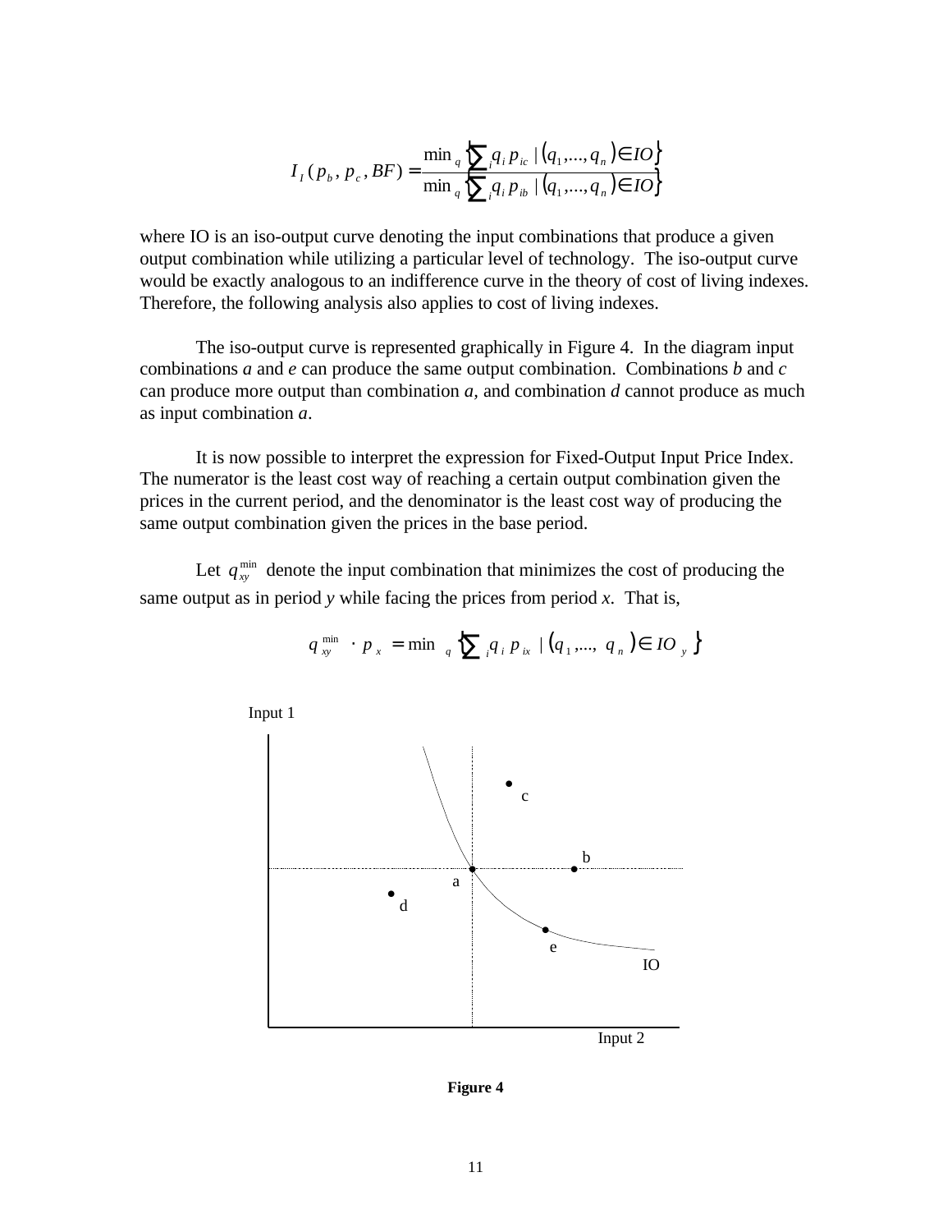$$I_I(p_b, p_c, BF) = \frac{\min_q \left\{ \sum_i q_i p_{ic} \mid (q_1, \ldots, q_n) \in IO \right\}}{\min_q \left\{ \sum_i q_i p_{ib} \mid (q_1, \ldots, q_n) \in IO \right\}}$$

where IO is an iso-output curve denoting the input combinations that produce a given output combination while utilizing a particular level of technology. The iso-output curve would be exactly analogous to an indifference curve in the theory of cost of living indexes. Therefore, the following analysis also applies to cost of living indexes.

The iso-output curve is represented graphically in Figure 4. In the diagram input combinations *a* and *e* can produce the same output combination. Combinations *b* and *c* can produce more output than combination *a*, and combination *d* cannot produce as much as input combination *a*.

It is now possible to interpret the expression for Fixed-Output Input Price Index. The numerator is the least cost way of reaching a certain output combination given the prices in the current period, and the denominator is the least cost way of producing the same output combination given the prices in the base period.

Let $q_{xy}^{\min}$ denote the input combination that minimizes the cost of producing the same output as in period *y* while facing the prices from period *x*. That is,

$$q_{xy}^{\min} \cdot p_x = \min_q \left\{ \sum_i q_i p_{ix} \mid (q_1, \ldots, q_n) \in IO_y \right\}$$

**Figure 4**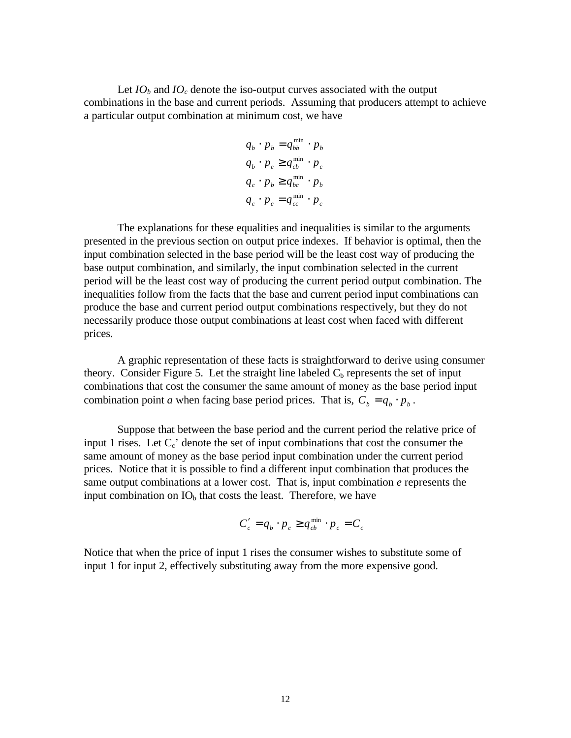Let $IO_b$ and $IO_c$ denote the iso-output curves associated with the output combinations in the base and current periods. Assuming that producers attempt to achieve a particular output combination at minimum cost, we have

$$
\begin{aligned}
q_b \cdot p_b &= q_{bb}^{\min} \cdot p_b \\
q_b \cdot p_c &\geq q_{cb}^{\min} \cdot p_c \\
q_c \cdot p_b &\geq q_{bc}^{\min} \cdot p_b \\
q_c \cdot p_c &= q_{cc}^{\min} \cdot p_c
\end{aligned}
$$

The explanations for these equalities and inequalities is similar to the arguments presented in the previous section on output price indexes. If behavior is optimal, then the input combination selected in the base period will be the least cost way of producing the base output combination, and similarly, the input combination selected in the current period will be the least cost way of producing the current period output combination. The inequalities follow from the facts that the base and current period input combinations can produce the base and current period output combinations respectively, but they do not necessarily produce those output combinations at least cost when faced with different prices.

A graphic representation of these facts is straightforward to derive using consumer theory. Consider Figure 5. Let the straight line labeled $C_b$ represents the set of input combinations that cost the consumer the same amount of money as the base period input combination point *a* when facing base period prices. That is, $C_b = q_b \cdot p_b$.

Suppose that between the base period and the current period the relative price of input 1 rises. Let $C_c$' denote the set of input combinations that cost the consumer the same amount of money as the base period input combination under the current period prices. Notice that it is possible to find a different input combination that produces the same output combinations at a lower cost. That is, input combination *e* represents the input combination on $IO_b$ that costs the least. Therefore, we have

$$C_c' = q_b \cdot p_c \geq q_{cb}^{\min} \cdot p_c = C_c$$

Notice that when the price of input 1 rises the consumer wishes to substitute some of input 1 for input 2, effectively substituting away from the more expensive good.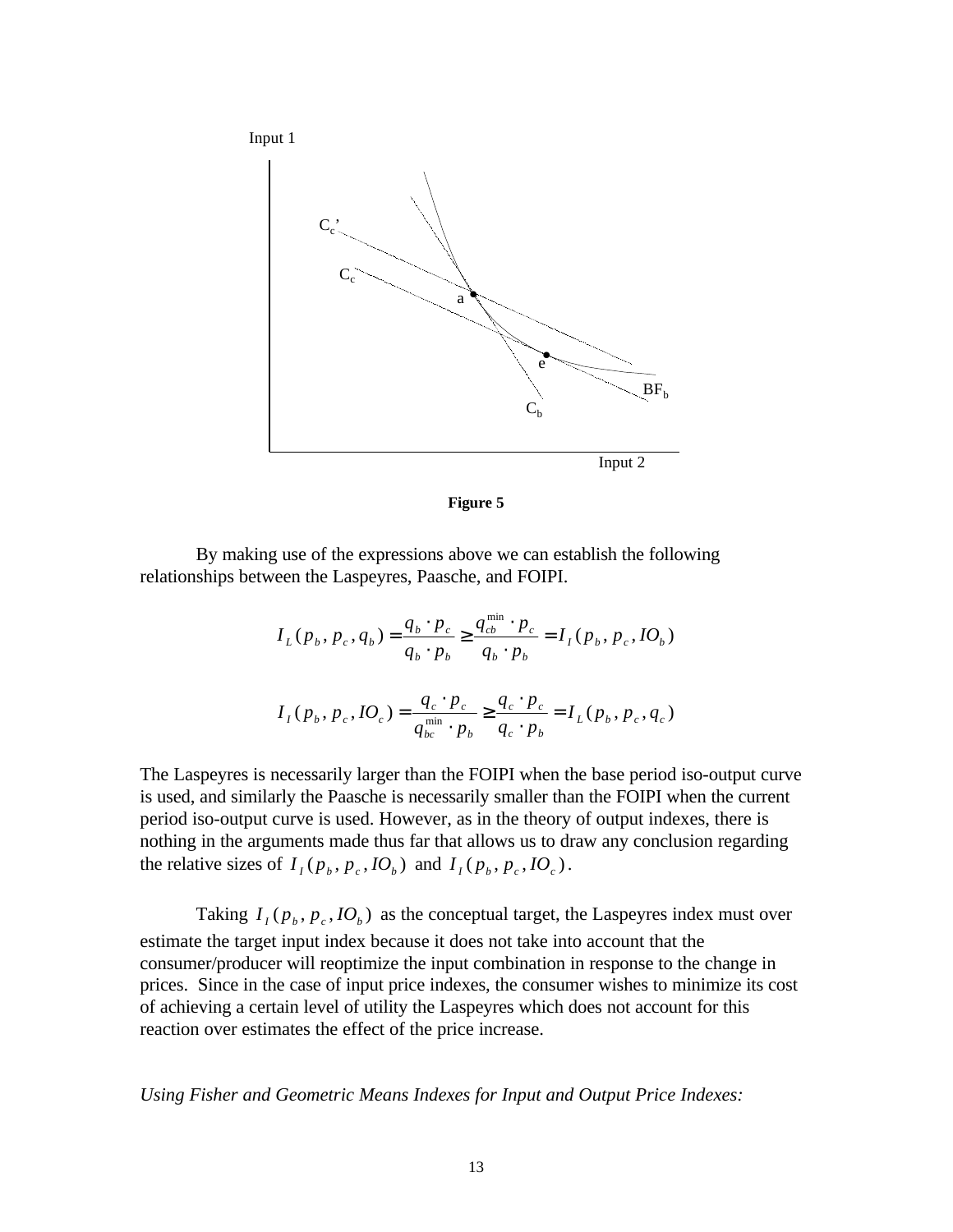Input 1

$C_c$'

$C_c$

a

e

$BF_b$

$C_b$

Input 2

**Figure 5**

By making use of the expressions above we can establish the following relationships between the Laspeyres, Paasche, and FOIPI.

$$I_L(p_b, p_c, q_b) = \frac{q_b \cdot p_c}{q_b \cdot p_b} \geq \frac{q_{cb}^{\min} \cdot p_c}{q_b \cdot p_b} = I_I(p_b, p_c, IO_b)$$

$$I_I(p_b, p_c, IO_c) = \frac{q_c \cdot p_c}{q_{bc}^{\min} \cdot p_b} \geq \frac{q_c \cdot p_c}{q_c \cdot p_b} = I_L(p_b, p_c, q_c)$$

The Laspeyres is necessarily larger than the FOIPI when the base period iso-output curve is used, and similarly the Paasche is necessarily smaller than the FOIPI when the current period iso-output curve is used. However, as in the theory of output indexes, there is nothing in the arguments made thus far that allows us to draw any conclusion regarding the relative sizes of $I_I(p_b, p_c, IO_b)$ and $I_I(p_b, p_c, IO_c)$.

Taking $I_I(p_b, p_c, IO_b)$ as the conceptual target, the Laspeyres index must over estimate the target input index because it does not take into account that the consumer/producer will reoptimize the input combination in response to the change in prices. Since in the case of input price indexes, the consumer wishes to minimize its cost of achieving a certain level of utility the Laspeyres which does not account for this reaction over estimates the effect of the price increase.

*Using Fisher and Geometric Means Indexes for Input and Output Price Indexes:*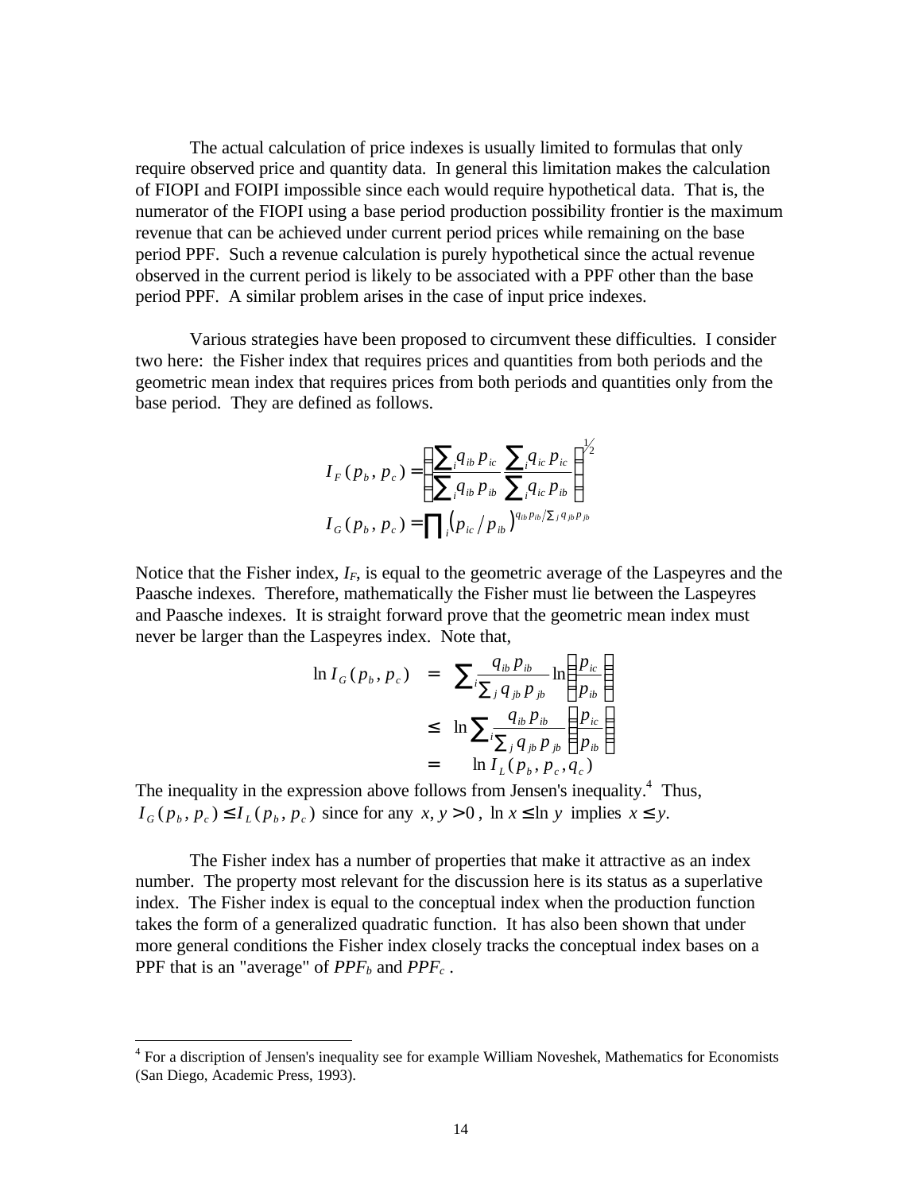The actual calculation of price indexes is usually limited to formulas that only require observed price and quantity data. In general this limitation makes the calculation of FIOPI and FOIPI impossible since each would require hypothetical data. That is, the numerator of the FIOPI using a base period production possibility frontier is the maximum revenue that can be achieved under current period prices while remaining on the base period PPF. Such a revenue calculation is purely hypothetical since the actual revenue observed in the current period is likely to be associated with a PPF other than the base period PPF. A similar problem arises in the case of input price indexes.

Various strategies have been proposed to circumvent these difficulties. I consider two here: the Fisher index that requires prices and quantities from both periods and the geometric mean index that requires prices from both periods and quantities only from the base period. They are defined as follows.

$$I_F(p_b, p_c) = \left( \frac{\sum_i q_{ib}\, p_{ic}}{\sum_i q_{ib}\, p_{ib}} \frac{\sum_i q_{ic}\, p_{ic}}{\sum_i q_{ic}\, p_{ib}} \right)^{1/2}$$

$$I_G(p_b, p_c) = \prod_i \left( p_{ic} / p_{ib} \right)^{q_{ib} p_{ib} / \sum_j q_{jb} p_{jb}}$$

Notice that the Fisher index, $I_F$, is equal to the geometric average of the Laspeyres and the Paasche indexes. Therefore, mathematically the Fisher must lie between the Laspeyres and Paasche indexes. It is straight forward prove that the geometric mean index must never be larger than the Laspeyres index. Note that,

$$\begin{aligned} \ln I_G(p_b, p_c) &= \sum_i \frac{q_{ib}\, p_{ib}}{\sum_j q_{jb}\, p_{jb}} \ln\left( \frac{p_{ic}}{p_{ib}} \right) \\ &\leq \ln \sum_i \frac{q_{ib}\, p_{ib}}{\sum_j q_{jb}\, p_{jb}} \left( \frac{p_{ic}}{p_{ib}} \right) \\ &= \ln I_L(p_b, p_c, q_c) \end{aligned}$$

The inequality in the expression above follows from Jensen's inequality.[4] Thus, $I_G(p_b, p_c) \leq I_L(p_b, p_c)$ since for any $x, y > 0$, $\ln x \leq \ln y$ implies $x \leq y$.

The Fisher index has a number of properties that make it attractive as an index number. The property most relevant for the discussion here is its status as a superlative index. The Fisher index is equal to the conceptual index when the production function takes the form of a generalized quadratic function. It has also been shown that under more general conditions the Fisher index closely tracks the conceptual index bases on a PPF that is an "average" of $PPF_b$ and $PPF_c$ .

[4] For a discription of Jensen's inequality see for example William Noveshek, Mathematics for Economists (San Diego, Academic Press, 1993).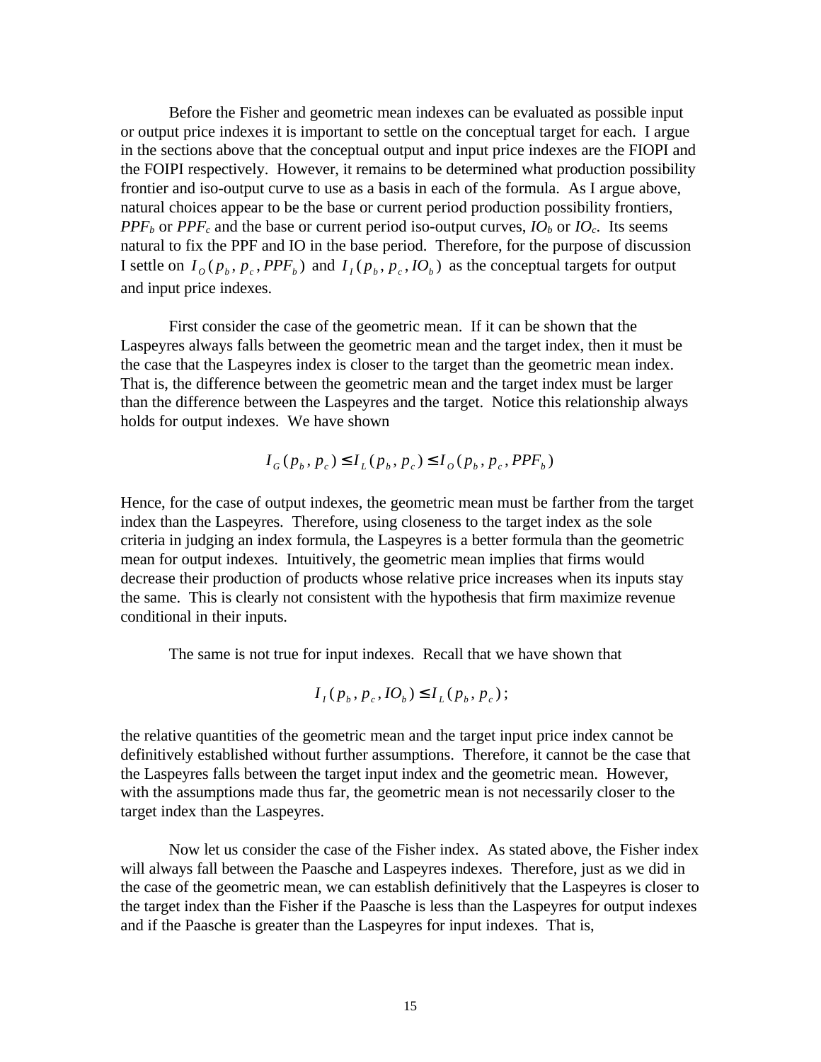Before the Fisher and geometric mean indexes can be evaluated as possible input or output price indexes it is important to settle on the conceptual target for each. I argue in the sections above that the conceptual output and input price indexes are the FIOPI and the FOIPI respectively. However, it remains to be determined what production possibility frontier and iso-output curve to use as a basis in each of the formula. As I argue above, natural choices appear to be the base or current period production possibility frontiers, $PPF_b$ or $PPF_c$ and the base or current period iso-output curves, $IO_b$ or $IO_c$. Its seems natural to fix the PPF and IO in the base period. Therefore, for the purpose of discussion I settle on $I_O(p_b, p_c, PPF_b)$ and $I_I(p_b, p_c, IO_b)$ as the conceptual targets for output and input price indexes.

First consider the case of the geometric mean. If it can be shown that the Laspeyres always falls between the geometric mean and the target index, then it must be the case that the Laspeyres index is closer to the target than the geometric mean index. That is, the difference between the geometric mean and the target index must be larger than the difference between the Laspeyres and the target. Notice this relationship always holds for output indexes. We have shown

$$I_G(p_b, p_c) \leq I_L(p_b, p_c) \leq I_O(p_b, p_c, PPF_b)$$

Hence, for the case of output indexes, the geometric mean must be farther from the target index than the Laspeyres. Therefore, using closeness to the target index as the sole criteria in judging an index formula, the Laspeyres is a better formula than the geometric mean for output indexes. Intuitively, the geometric mean implies that firms would decrease their production of products whose relative price increases when its inputs stay the same. This is clearly not consistent with the hypothesis that firm maximize revenue conditional in their inputs.

The same is not true for input indexes. Recall that we have shown that

$$I_I(p_b, p_c, IO_b) \leq I_L(p_b, p_c);$$

the relative quantities of the geometric mean and the target input price index cannot be definitively established without further assumptions. Therefore, it cannot be the case that the Laspeyres falls between the target input index and the geometric mean. However, with the assumptions made thus far, the geometric mean is not necessarily closer to the target index than the Laspeyres.

Now let us consider the case of the Fisher index. As stated above, the Fisher index will always fall between the Paasche and Laspeyres indexes. Therefore, just as we did in the case of the geometric mean, we can establish definitively that the Laspeyres is closer to the target index than the Fisher if the Paasche is less than the Laspeyres for output indexes and if the Paasche is greater than the Laspeyres for input indexes. That is,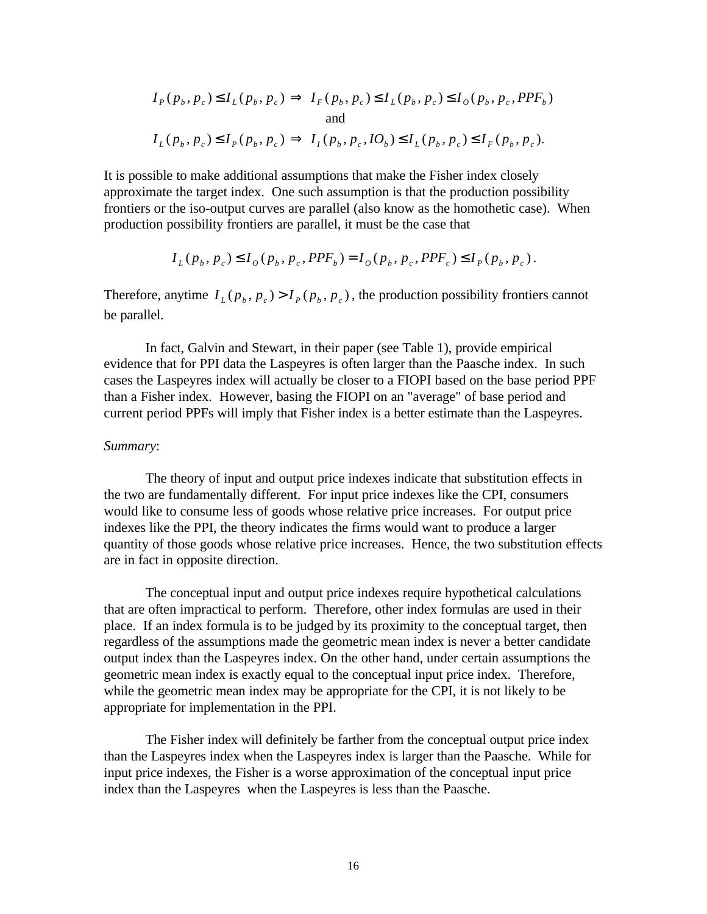$$I_P(p_b, p_c) \leq I_L(p_b, p_c) \Rightarrow \; I_F(p_b, p_c) \leq I_L(p_b, p_c) \leq I_O(p_b, p_c, PPF_b)$$

and

$$I_L(p_b, p_c) \leq I_P(p_b, p_c) \Rightarrow \; I_I(p_b, p_c, IO_b) \leq I_L(p_b, p_c) \leq I_F(p_b, p_c).$$

It is possible to make additional assumptions that make the Fisher index closely approximate the target index. One such assumption is that the production possibility frontiers or the iso-output curves are parallel (also know as the homothetic case). When production possibility frontiers are parallel, it must be the case that

$$I_L(p_b, p_c) \leq I_O(p_b, p_c, PPF_b) = I_O(p_b, p_c, PPF_c) \leq I_P(p_b, p_c).$$

Therefore, anytime $I_L(p_b, p_c) > I_P(p_b, p_c)$, the production possibility frontiers cannot be parallel.

In fact, Galvin and Stewart, in their paper (see Table 1), provide empirical evidence that for PPI data the Laspeyres is often larger than the Paasche index. In such cases the Laspeyres index will actually be closer to a FIOPI based on the base period PPF than a Fisher index. However, basing the FIOPI on an "average" of base period and current period PPFs will imply that Fisher index is a better estimate than the Laspeyres.

*Summary*:

The theory of input and output price indexes indicate that substitution effects in the two are fundamentally different. For input price indexes like the CPI, consumers would like to consume less of goods whose relative price increases. For output price indexes like the PPI, the theory indicates the firms would want to produce a larger quantity of those goods whose relative price increases. Hence, the two substitution effects are in fact in opposite direction.

The conceptual input and output price indexes require hypothetical calculations that are often impractical to perform. Therefore, other index formulas are used in their place. If an index formula is to be judged by its proximity to the conceptual target, then regardless of the assumptions made the geometric mean index is never a better candidate output index than the Laspeyres index. On the other hand, under certain assumptions the geometric mean index is exactly equal to the conceptual input price index. Therefore, while the geometric mean index may be appropriate for the CPI, it is not likely to be appropriate for implementation in the PPI.

The Fisher index will definitely be farther from the conceptual output price index than the Laspeyres index when the Laspeyres index is larger than the Paasche. While for input price indexes, the Fisher is a worse approximation of the conceptual input price index than the Laspeyres when the Laspeyres is less than the Paasche.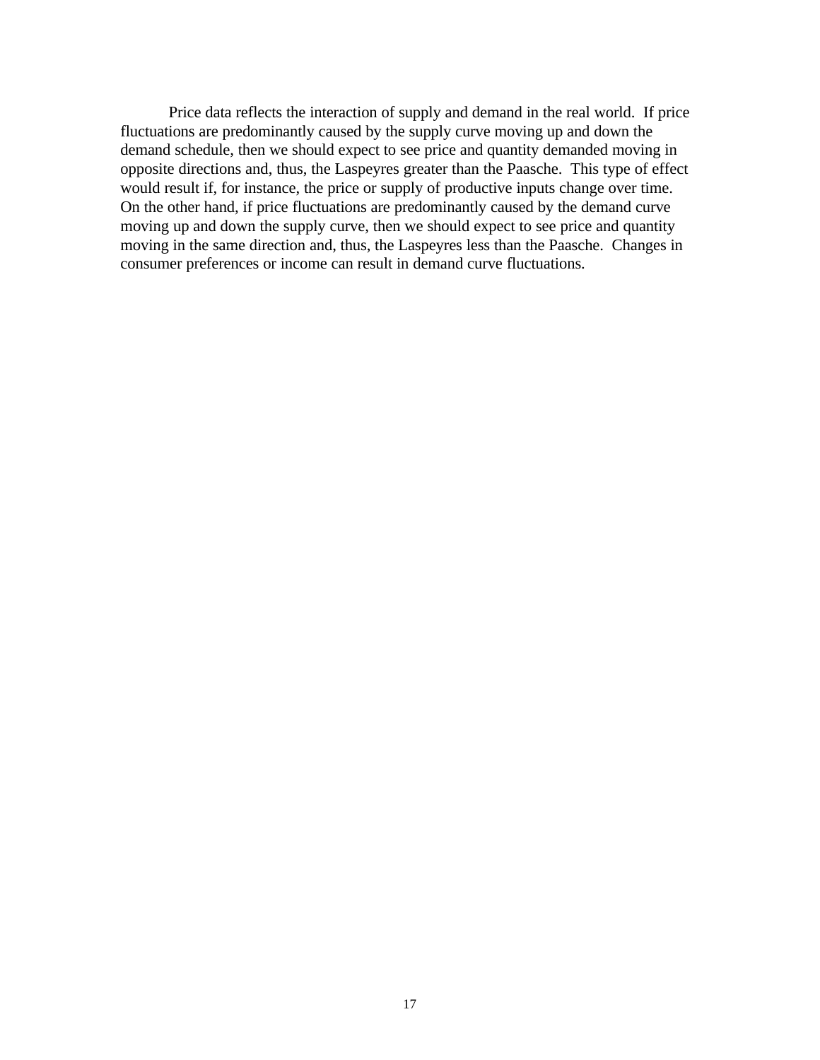Price data reflects the interaction of supply and demand in the real world. If price fluctuations are predominantly caused by the supply curve moving up and down the demand schedule, then we should expect to see price and quantity demanded moving in opposite directions and, thus, the Laspeyres greater than the Paasche. This type of effect would result if, for instance, the price or supply of productive inputs change over time. On the other hand, if price fluctuations are predominantly caused by the demand curve moving up and down the supply curve, then we should expect to see price and quantity moving in the same direction and, thus, the Laspeyres less than the Paasche. Changes in consumer preferences or income can result in demand curve fluctuations.